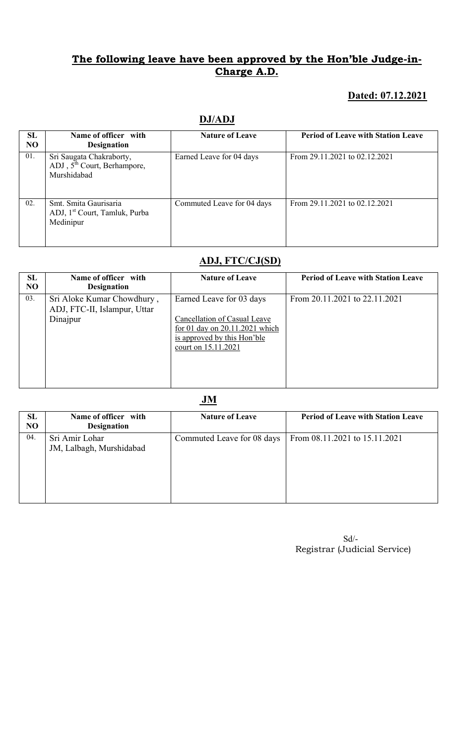# The following leave have been approved by the Hon'ble Judge-in-Charge A.D.

**Dated: 07.12.2021**

## DJ/ADJ

| SL NO | Name of officer with Designation | Nature of Leave | Period of Leave with Station Leave |
|---|---|---|---|
| 01. | Sri Saugata Chakraborty, ADJ , 5th Court, Berhampore, Murshidabad | Earned Leave for 04 days | From 29.11.2021 to 02.12.2021 |
| 02. | Smt. Smita Gaurisaria ADJ, 1st Court, Tamluk, Purba Medinipur | Commuted Leave for 04 days | From 29.11.2021 to 02.12.2021 |

## ADJ, FTC/CJ(SD)

| SL NO | Name of officer with Designation | Nature of Leave | Period of Leave with Station Leave |
|---|---|---|---|
| 03. | Sri Aloke Kumar Chowdhury , ADJ, FTC-II, Islampur, Uttar Dinajpur | Earned Leave for 03 days<br><br>Cancellation of Casual Leave for 01 day on 20.11.2021 which is approved by this Hon'ble court on 15.11.2021 | From 20.11.2021 to 22.11.2021 |

## JM

| SL NO | Name of officer with Designation | Nature of Leave | Period of Leave with Station Leave |
|---|---|---|---|
| 04. | Sri Amir Lohar JM, Lalbagh, Murshidabad | Commuted Leave for 08 days | From 08.11.2021 to 15.11.2021 |

Sd/-
Registrar (Judicial Service)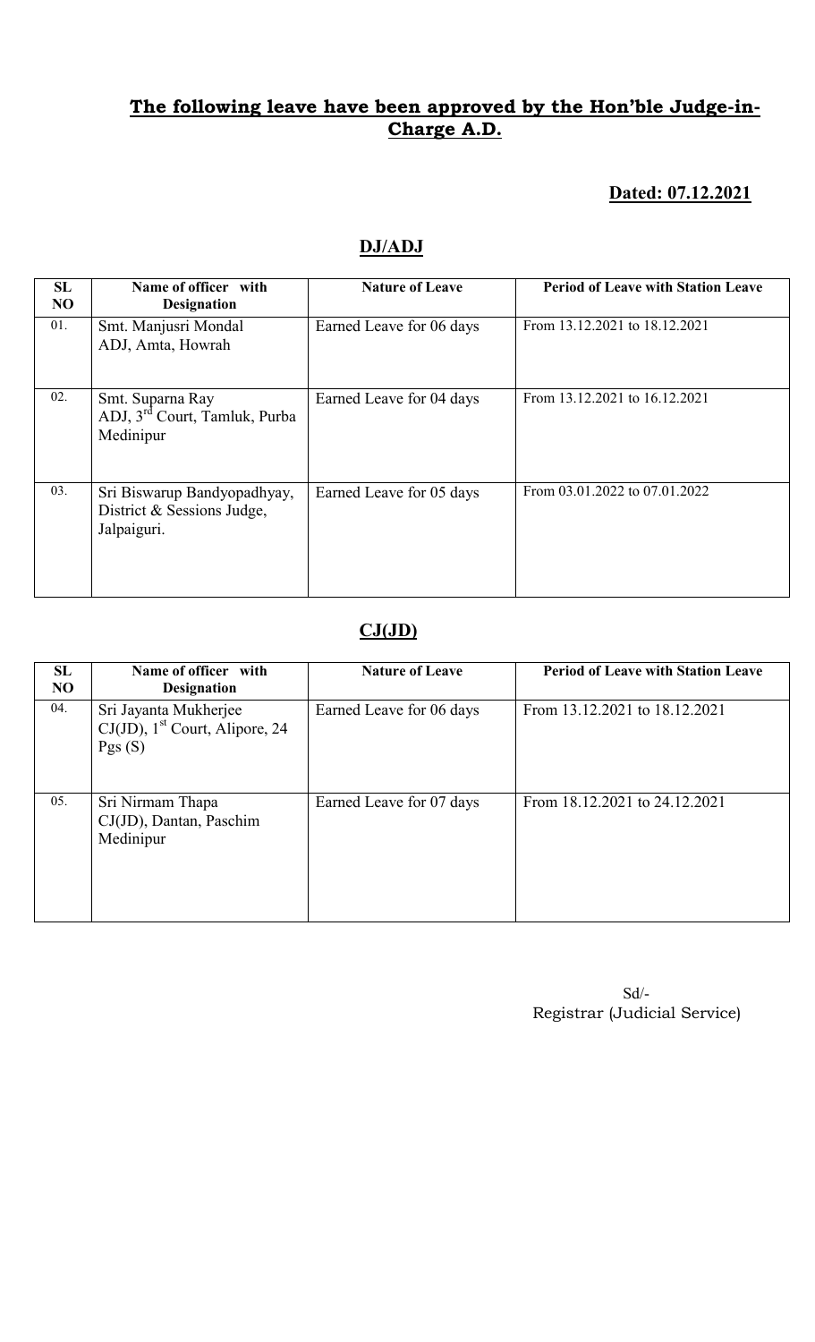## **The following leave have been approved by the Hon'ble Judge-in-Charge A.D.**

**Dated: 07.12.2021**

## **DJ/ADJ**

| SL NO | Name of officer with Designation | Nature of Leave | Period of Leave with Station Leave |
|---|---|---|---|
| 01. | Smt. Manjusri Mondal ADJ, Amta, Howrah | Earned Leave for 06 days | From 13.12.2021 to 18.12.2021 |
| 02. | Smt. Suparna Ray ADJ, 3rd Court, Tamluk, Purba Medinipur | Earned Leave for 04 days | From 13.12.2021 to 16.12.2021 |
| 03. | Sri Biswarup Bandyopadhyay, District & Sessions Judge, Jalpaiguri. | Earned Leave for 05 days | From 03.01.2022 to 07.01.2022 |

## **CJ(JD)**

| SL NO | Name of officer with Designation | Nature of Leave | Period of Leave with Station Leave |
|---|---|---|---|
| 04. | Sri Jayanta Mukherjee CJ(JD), 1st Court, Alipore, 24 Pgs (S) | Earned Leave for 06 days | From 13.12.2021 to 18.12.2021 |
| 05. | Sri Nirmam Thapa CJ(JD), Dantan, Paschim Medinipur | Earned Leave for 07 days | From 18.12.2021 to 24.12.2021 |

Sd/-
Registrar (Judicial Service)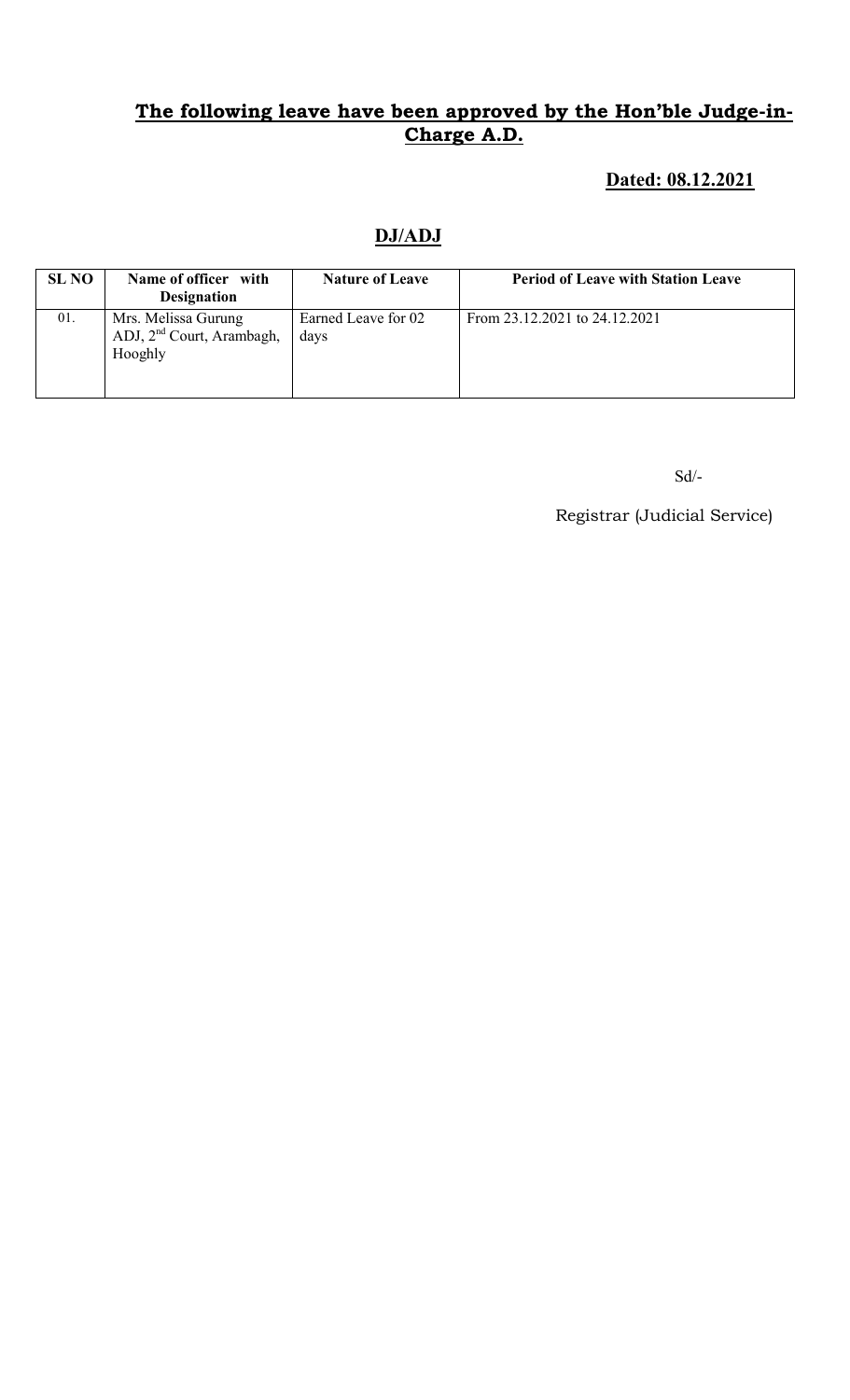## The following leave have been approved by the Hon'ble Judge-in-Charge A.D.

**Dated: 08.12.2021**

### DJ/ADJ

| SL NO | Name of officer with Designation | Nature of Leave | Period of Leave with Station Leave |
|---|---|---|---|
| 01. | Mrs. Melissa Gurung ADJ, 2nd Court, Arambagh, Hooghly | Earned Leave for 02 days | From 23.12.2021 to 24.12.2021 |

Sd/-

Registrar (Judicial Service)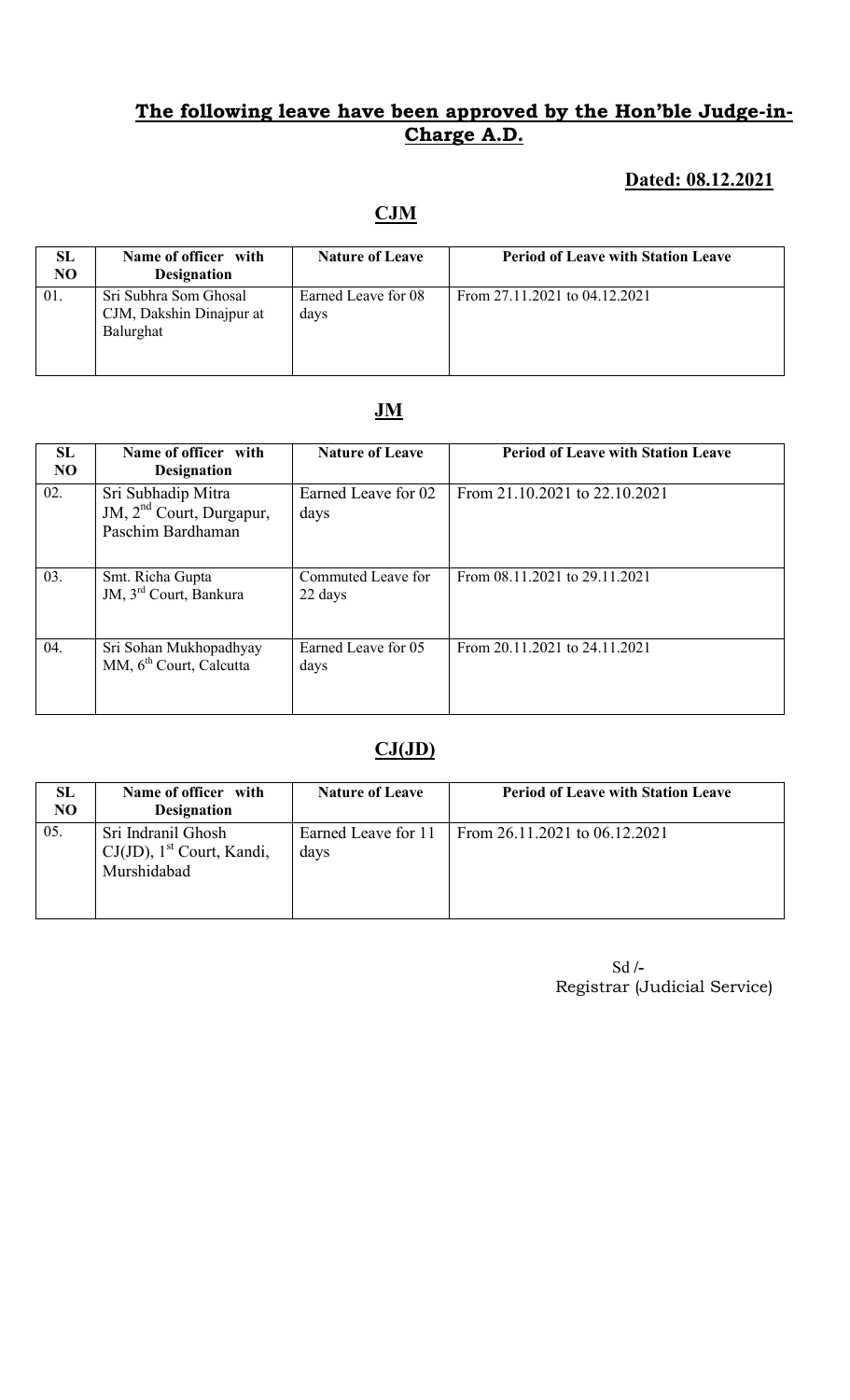## The following leave have been approved by the Hon'ble Judge-in-Charge A.D.

**Dated: 08.12.2021**

### CJM

| SL NO | Name of officer with Designation | Nature of Leave | Period of Leave with Station Leave |
|---|---|---|---|
| 01. | Sri Subhra Som Ghosal CJM, Dakshin Dinajpur at Balurghat | Earned Leave for 08 days | From 27.11.2021 to 04.12.2021 |

### JM

| SL NO | Name of officer with Designation | Nature of Leave | Period of Leave with Station Leave |
|---|---|---|---|
| 02. | Sri Subhadip Mitra JM, 2nd Court, Durgapur, Paschim Bardhaman | Earned Leave for 02 days | From 21.10.2021 to 22.10.2021 |
| 03. | Smt. Richa Gupta JM, 3rd Court, Bankura | Commuted Leave for 22 days | From 08.11.2021 to 29.11.2021 |
| 04. | Sri Sohan Mukhopadhyay MM, 6th Court, Calcutta | Earned Leave for 05 days | From 20.11.2021 to 24.11.2021 |

### CJ(JD)

| SL NO | Name of officer with Designation | Nature of Leave | Period of Leave with Station Leave |
|---|---|---|---|
| 05. | Sri Indranil Ghosh CJ(JD), 1st Court, Kandi, Murshidabad | Earned Leave for 11 days | From 26.11.2021 to 06.12.2021 |

Sd /-
Registrar (Judicial Service)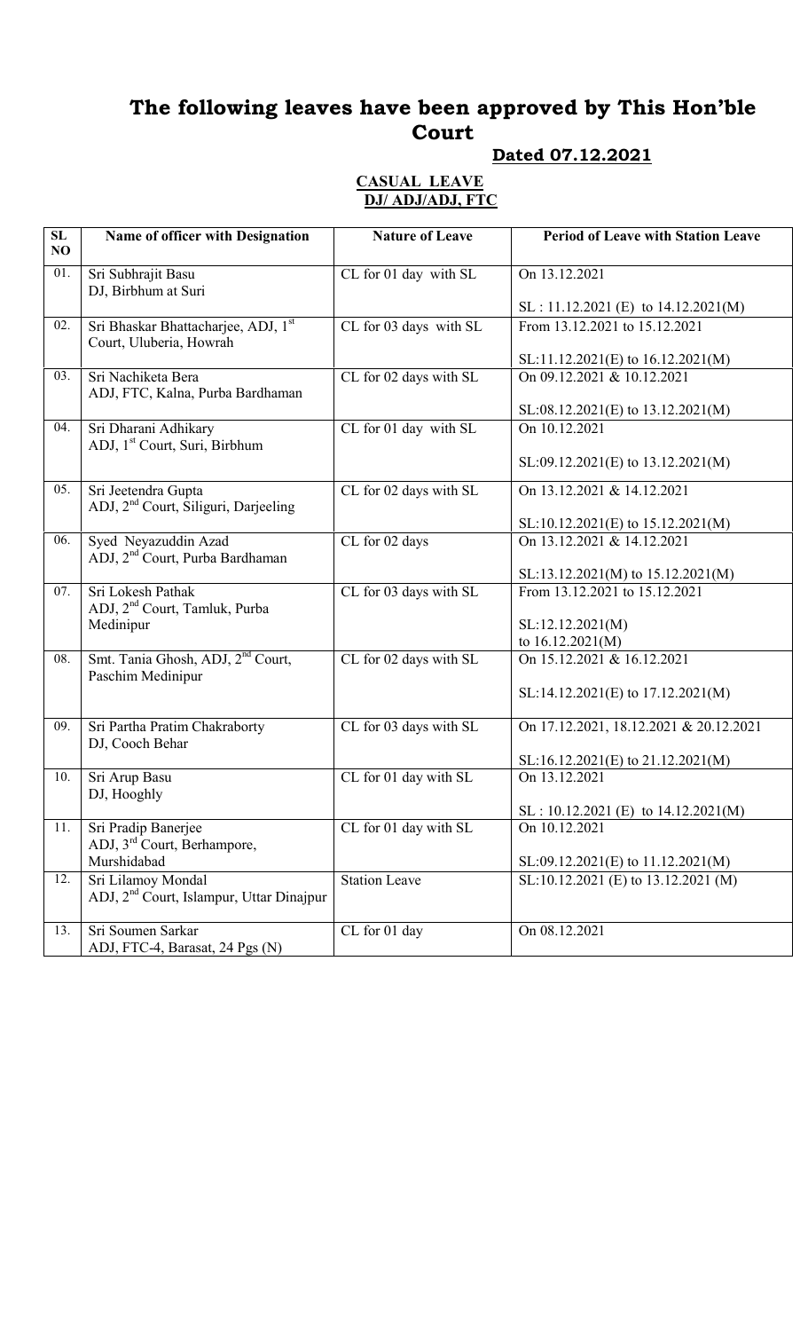# The following leaves have been approved by This Hon'ble Court

**Dated 07.12.2021**

**CASUAL LEAVE**
**DJ/ ADJ/ADJ, FTC**

| SL NO | Name of officer with Designation | Nature of Leave | Period of Leave with Station Leave |
|---|---|---|---|
| 01. | Sri Subhrajit Basu<br>DJ, Birbhum at Suri | CL for 01 day with SL | On 13.12.2021<br><br>SL : 11.12.2021 (E) to 14.12.2021(M) |
| 02. | Sri Bhaskar Bhattacharjee, ADJ, 1st Court, Uluberia, Howrah | CL for 03 days with SL | From 13.12.2021 to 15.12.2021<br><br>SL:11.12.2021(E) to 16.12.2021(M) |
| 03. | Sri Nachiketa Bera<br>ADJ, FTC, Kalna, Purba Bardhaman | CL for 02 days with SL | On 09.12.2021 & 10.12.2021<br><br>SL:08.12.2021(E) to 13.12.2021(M) |
| 04. | Sri Dharani Adhikary<br>ADJ, 1st Court, Suri, Birbhum | CL for 01 day with SL | On 10.12.2021<br><br>SL:09.12.2021(E) to 13.12.2021(M) |
| 05. | Sri Jeetendra Gupta<br>ADJ, 2nd Court, Siliguri, Darjeeling | CL for 02 days with SL | On 13.12.2021 & 14.12.2021<br><br>SL:10.12.2021(E) to 15.12.2021(M) |
| 06. | Syed Neyazuddin Azad<br>ADJ, 2nd Court, Purba Bardhaman | CL for 02 days | On 13.12.2021 & 14.12.2021<br><br>SL:13.12.2021(M) to 15.12.2021(M) |
| 07. | Sri Lokesh Pathak<br>ADJ, 2nd Court, Tamluk, Purba Medinipur | CL for 03 days with SL | From 13.12.2021 to 15.12.2021<br><br>SL:12.12.2021(M)<br>to 16.12.2021(M) |
| 08. | Smt. Tania Ghosh, ADJ, 2nd Court, Paschim Medinipur | CL for 02 days with SL | On 15.12.2021 & 16.12.2021<br><br>SL:14.12.2021(E) to 17.12.2021(M) |
| 09. | Sri Partha Pratim Chakraborty<br>DJ, Cooch Behar | CL for 03 days with SL | On 17.12.2021, 18.12.2021 & 20.12.2021<br><br>SL:16.12.2021(E) to 21.12.2021(M) |
| 10. | Sri Arup Basu<br>DJ, Hooghly | CL for 01 day with SL | On 13.12.2021<br><br>SL : 10.12.2021 (E) to 14.12.2021(M) |
| 11. | Sri Pradip Banerjee<br>ADJ, 3rd Court, Berhampore, Murshidabad | CL for 01 day with SL | On 10.12.2021<br><br>SL:09.12.2021(E) to 11.12.2021(M) |
| 12. | Sri Lilamoy Mondal<br>ADJ, 2nd Court, Islampur, Uttar Dinajpur | Station Leave | SL:10.12.2021 (E) to 13.12.2021 (M) |
| 13. | Sri Soumen Sarkar<br>ADJ, FTC-4, Barasat, 24 Pgs (N) | CL for 01 day | On 08.12.2021 |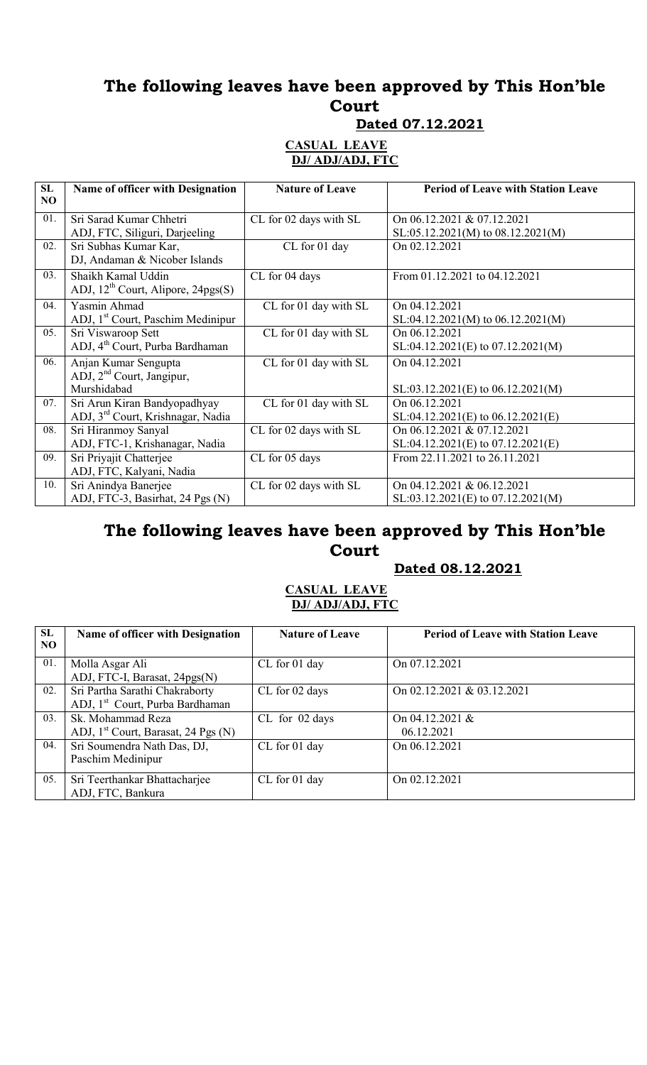# The following leaves have been approved by This Hon'ble Court

**Dated 07.12.2021**

**CASUAL LEAVE**
**DJ/ ADJ/ADJ, FTC**

| SL NO | Name of officer with Designation | Nature of Leave | Period of Leave with Station Leave |
|---|---|---|---|
| 01. | Sri Sarad Kumar Chhetri<br>ADJ, FTC, Siliguri, Darjeeling | CL for 02 days with SL | On 06.12.2021 & 07.12.2021<br>SL:05.12.2021(M) to 08.12.2021(M) |
| 02. | Sri Subhas Kumar Kar,<br>DJ, Andaman & Nicober Islands | CL for 01 day | On 02.12.2021 |
| 03. | Shaikh Kamal Uddin<br>ADJ, 12th Court, Alipore, 24pgs(S) | CL for 04 days | From 01.12.2021 to 04.12.2021 |
| 04. | Yasmin Ahmad<br>ADJ, 1st Court, Paschim Medinipur | CL for 01 day with SL | On 04.12.2021<br>SL:04.12.2021(M) to 06.12.2021(M) |
| 05. | Sri Viswaroop Sett<br>ADJ, 4th Court, Purba Bardhaman | CL for 01 day with SL | On 06.12.2021<br>SL:04.12.2021(E) to 07.12.2021(M) |
| 06. | Anjan Kumar Sengupta<br>ADJ, 2nd Court, Jangipur, Murshidabad | CL for 01 day with SL | On 04.12.2021<br>SL:03.12.2021(E) to 06.12.2021(M) |
| 07. | Sri Arun Kiran Bandyopadhyay<br>ADJ, 3rd Court, Krishnagar, Nadia | CL for 01 day with SL | On 06.12.2021<br>SL:04.12.2021(E) to 06.12.2021(E) |
| 08. | Sri Hiranmoy Sanyal<br>ADJ, FTC-1, Krishanagar, Nadia | CL for 02 days with SL | On 06.12.2021 & 07.12.2021<br>SL:04.12.2021(E) to 07.12.2021(E) |
| 09. | Sri Priyajit Chatterjee<br>ADJ, FTC, Kalyani, Nadia | CL for 05 days | From 22.11.2021 to 26.11.2021 |
| 10. | Sri Anindya Banerjee<br>ADJ, FTC-3, Basirhat, 24 Pgs (N) | CL for 02 days with SL | On 04.12.2021 & 06.12.2021<br>SL:03.12.2021(E) to 07.12.2021(M) |

# The following leaves have been approved by This Hon'ble Court

**Dated 08.12.2021**

**CASUAL LEAVE**
**DJ/ ADJ/ADJ, FTC**

| SL NO | Name of officer with Designation | Nature of Leave | Period of Leave with Station Leave |
|---|---|---|---|
| 01. | Molla Asgar Ali<br>ADJ, FTC-I, Barasat, 24pgs(N) | CL for 01 day | On 07.12.2021 |
| 02. | Sri Partha Sarathi Chakraborty<br>ADJ, 1st Court, Purba Bardhaman | CL for 02 days | On 02.12.2021 & 03.12.2021 |
| 03. | Sk. Mohammad Reza<br>ADJ, 1st Court, Barasat, 24 Pgs (N) | CL for 02 days | On 04.12.2021 & 06.12.2021 |
| 04. | Sri Soumendra Nath Das, DJ,<br>Paschim Medinipur | CL for 01 day | On 06.12.2021 |
| 05. | Sri Teerthankar Bhattacharjee<br>ADJ, FTC, Bankura | CL for 01 day | On 02.12.2021 |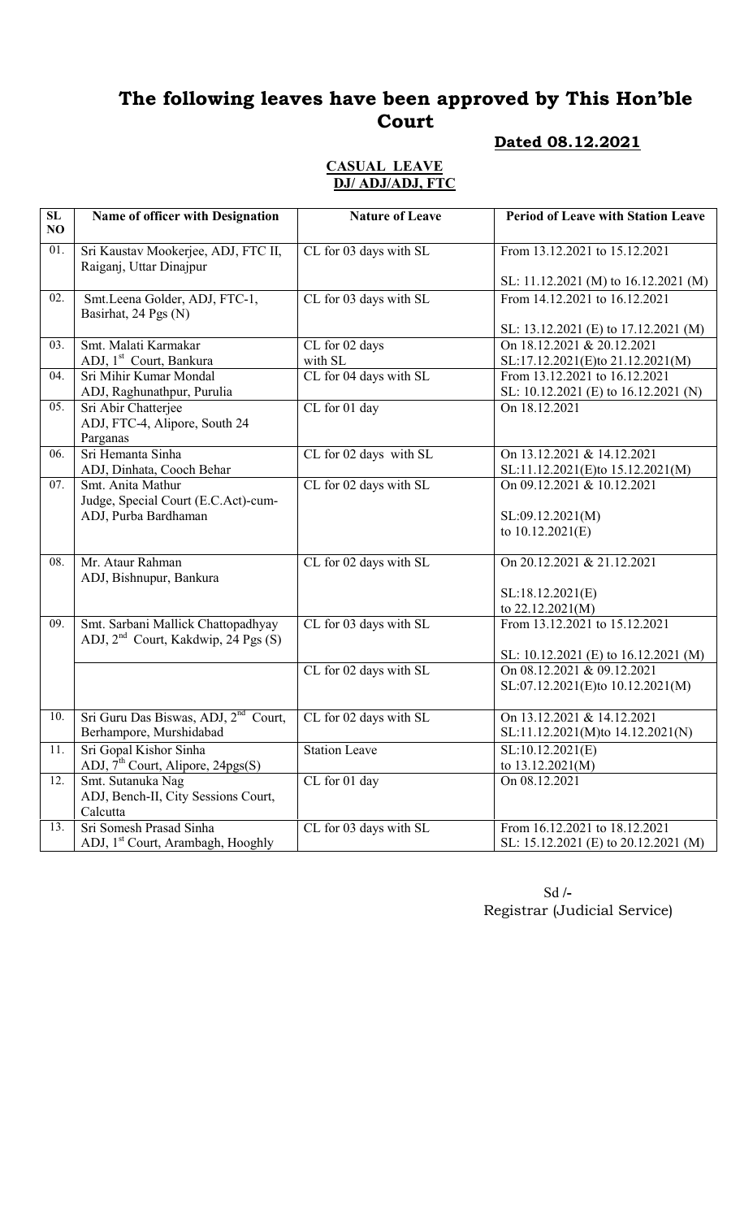# The following leaves have been approved by This Hon'ble Court

**Dated 08.12.2021**

**CASUAL LEAVE**
**DJ/ ADJ/ADJ, FTC**

| SL NO | Name of officer with Designation | Nature of Leave | Period of Leave with Station Leave |
|---|---|---|---|
| 01. | Sri Kaustav Mookerjee, ADJ, FTC II, Raiganj, Uttar Dinajpur | CL for 03 days with SL | From 13.12.2021 to 15.12.2021<br><br>SL: 11.12.2021 (M) to 16.12.2021 (M) |
| 02. | Smt.Leena Golder, ADJ, FTC-1, Basirhat, 24 Pgs (N) | CL for 03 days with SL | From 14.12.2021 to 16.12.2021<br><br>SL: 13.12.2021 (E) to 17.12.2021 (M) |
| 03. | Smt. Malati Karmakar ADJ, 1st Court, Bankura | CL for 02 days with SL | On 18.12.2021 & 20.12.2021<br>SL:17.12.2021(E)to 21.12.2021(M) |
| 04. | Sri Mihir Kumar Mondal ADJ, Raghunathpur, Purulia | CL for 04 days with SL | From 13.12.2021 to 16.12.2021<br>SL: 10.12.2021 (E) to 16.12.2021 (N) |
| 05. | Sri Abir Chatterjee ADJ, FTC-4, Alipore, South 24 Parganas | CL for 01 day | On 18.12.2021 |
| 06. | Sri Hemanta Sinha ADJ, Dinhata, Cooch Behar | CL for 02 days with SL | On 13.12.2021 & 14.12.2021<br>SL:11.12.2021(E)to 15.12.2021(M) |
| 07. | Smt. Anita Mathur Judge, Special Court (E.C.Act)-cum-ADJ, Purba Bardhaman | CL for 02 days with SL | On 09.12.2021 & 10.12.2021<br><br>SL:09.12.2021(M)<br>to 10.12.2021(E) |
| 08. | Mr. Ataur Rahman ADJ, Bishnupur, Bankura | CL for 02 days with SL | On 20.12.2021 & 21.12.2021<br><br>SL:18.12.2021(E)<br>to 22.12.2021(M) |
| 09. | Smt. Sarbani Mallick Chattopadhyay ADJ, 2nd Court, Kakdwip, 24 Pgs (S) | CL for 03 days with SL | From 13.12.2021 to 15.12.2021<br><br>SL: 10.12.2021 (E) to 16.12.2021 (M) |
| | | CL for 02 days with SL | On 08.12.2021 & 09.12.2021<br>SL:07.12.2021(E)to 10.12.2021(M) |
| 10. | Sri Guru Das Biswas, ADJ, 2nd Court, Berhampore, Murshidabad | CL for 02 days with SL | On 13.12.2021 & 14.12.2021<br>SL:11.12.2021(M)to 14.12.2021(N) |
| 11. | Sri Gopal Kishor Sinha ADJ, 7th Court, Alipore, 24pgs(S) | Station Leave | SL:10.12.2021(E)<br>to 13.12.2021(M) |
| 12. | Smt. Sutanuka Nag ADJ, Bench-II, City Sessions Court, Calcutta | CL for 01 day | On 08.12.2021 |
| 13. | Sri Somesh Prasad Sinha ADJ, 1st Court, Arambagh, Hooghly | CL for 03 days with SL | From 16.12.2021 to 18.12.2021<br>SL: 15.12.2021 (E) to 20.12.2021 (M) |

Sd /-
Registrar (Judicial Service)